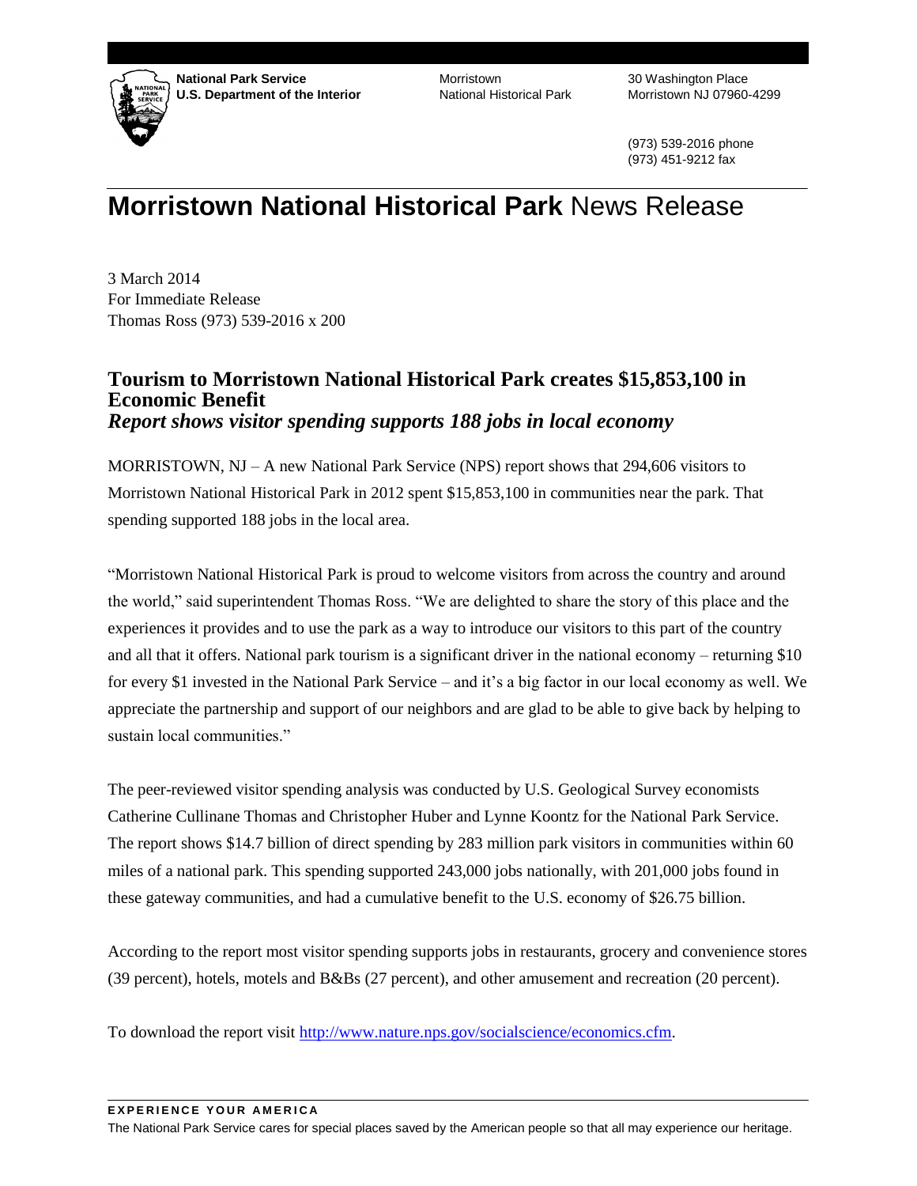**National Park Service**
**U.S. Department of the Interior**

Morristown
National Historical Park

30 Washington Place
Morristown NJ 07960-4299

(973) 539-2016 phone
(973) 451-9212 fax

# **Morristown National Historical Park** News Release

3 March 2014
For Immediate Release
Thomas Ross (973) 539-2016 x 200

## Tourism to Morristown National Historical Park creates $15,853,100 in Economic Benefit

### *Report shows visitor spending supports 188 jobs in local economy*

MORRISTOWN, NJ – A new National Park Service (NPS) report shows that 294,606 visitors to Morristown National Historical Park in 2012 spent $15,853,100 in communities near the park. That spending supported 188 jobs in the local area.

"Morristown National Historical Park is proud to welcome visitors from across the country and around the world," said superintendent Thomas Ross. "We are delighted to share the story of this place and the experiences it provides and to use the park as a way to introduce our visitors to this part of the country and all that it offers. National park tourism is a significant driver in the national economy – returning $10 for every $1 invested in the National Park Service – and it's a big factor in our local economy as well. We appreciate the partnership and support of our neighbors and are glad to be able to give back by helping to sustain local communities."

The peer-reviewed visitor spending analysis was conducted by U.S. Geological Survey economists Catherine Cullinane Thomas and Christopher Huber and Lynne Koontz for the National Park Service. The report shows $14.7 billion of direct spending by 283 million park visitors in communities within 60 miles of a national park. This spending supported 243,000 jobs nationally, with 201,000 jobs found in these gateway communities, and had a cumulative benefit to the U.S. economy of $26.75 billion.

According to the report most visitor spending supports jobs in restaurants, grocery and convenience stores (39 percent), hotels, motels and B&Bs (27 percent), and other amusement and recreation (20 percent).

To download the report visit http://www.nature.nps.gov/socialscience/economics.cfm.

**EXPERIENCE YOUR AMERICA**
The National Park Service cares for special places saved by the American people so that all may experience our heritage.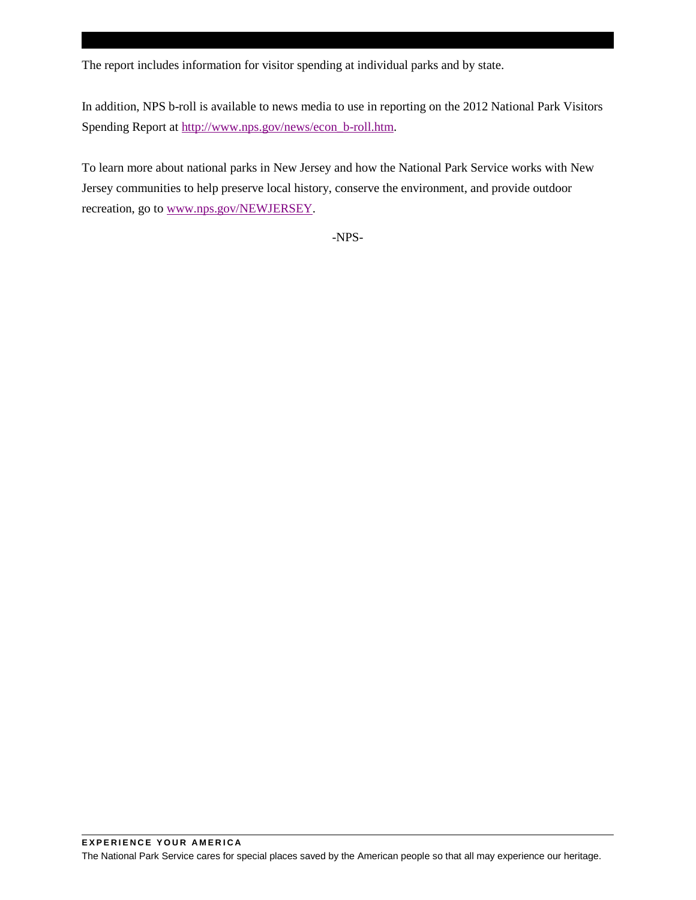The report includes information for visitor spending at individual parks and by state.

In addition, NPS b-roll is available to news media to use in reporting on the 2012 National Park Visitors Spending Report at http://www.nps.gov/news/econ_b-roll.htm.

To learn more about national parks in New Jersey and how the National Park Service works with New Jersey communities to help preserve local history, conserve the environment, and provide outdoor recreation, go to www.nps.gov/NEWJERSEY.

-NPS-

**EXPERIENCE YOUR AMERICA**

The National Park Service cares for special places saved by the American people so that all may experience our heritage.